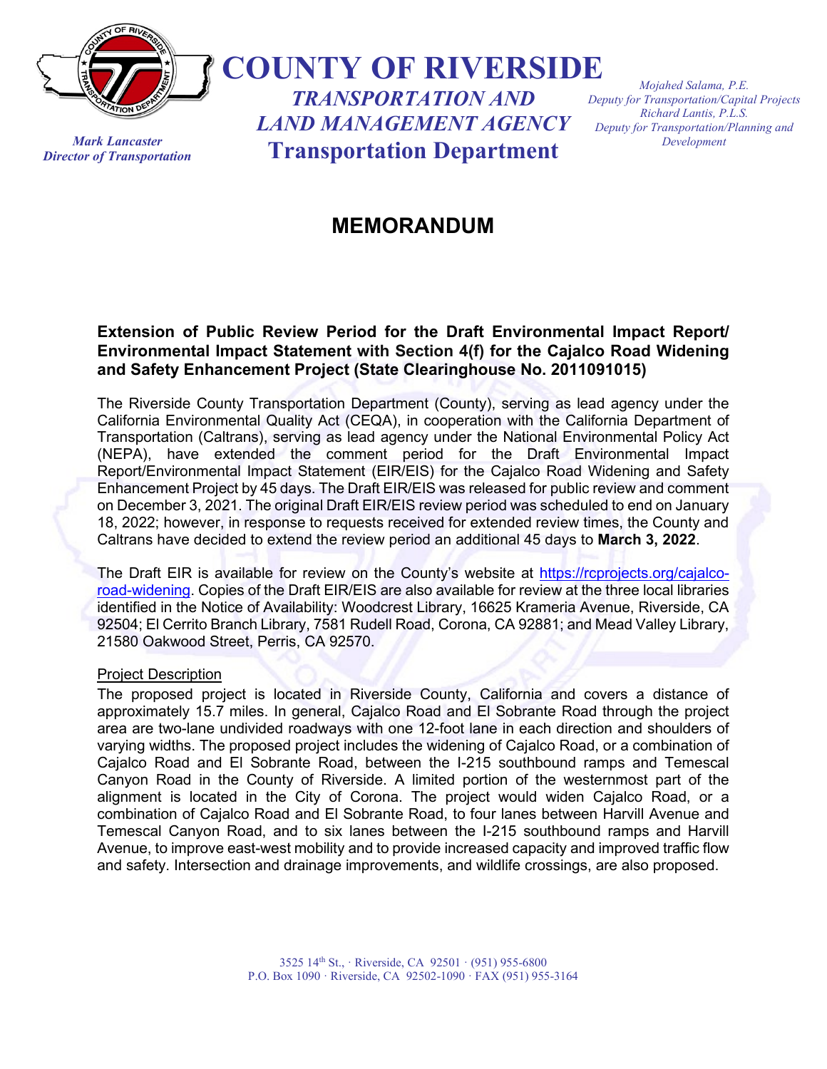# COUNTY OF RIVERSIDE

## *TRANSPORTATION AND LAND MANAGEMENT AGENCY*

## Transportation Department

*Mark Lancaster*
*Director of Transportation*

*Mojahed Salama, P.E.*
*Deputy for Transportation/Capital Projects*
*Richard Lantis, P.L.S.*
*Deputy for Transportation/Planning and Development*

# MEMORANDUM

**Extension of Public Review Period for the Draft Environmental Impact Report/ Environmental Impact Statement with Section 4(f) for the Cajalco Road Widening and Safety Enhancement Project (State Clearinghouse No. 2011091015)**

The Riverside County Transportation Department (County), serving as lead agency under the California Environmental Quality Act (CEQA), in cooperation with the California Department of Transportation (Caltrans), serving as lead agency under the National Environmental Policy Act (NEPA), have extended the comment period for the Draft Environmental Impact Report/Environmental Impact Statement (EIR/EIS) for the Cajalco Road Widening and Safety Enhancement Project by 45 days. The Draft EIR/EIS was released for public review and comment on December 3, 2021. The original Draft EIR/EIS review period was scheduled to end on January 18, 2022; however, in response to requests received for extended review times, the County and Caltrans have decided to extend the review period an additional 45 days to **March 3, 2022**.

The Draft EIR is available for review on the County's website at https://rcprojects.org/cajalco-road-widening. Copies of the Draft EIR/EIS are also available for review at the three local libraries identified in the Notice of Availability: Woodcrest Library, 16625 Krameria Avenue, Riverside, CA 92504; El Cerrito Branch Library, 7581 Rudell Road, Corona, CA 92881; and Mead Valley Library, 21580 Oakwood Street, Perris, CA 92570.

Project Description

The proposed project is located in Riverside County, California and covers a distance of approximately 15.7 miles. In general, Cajalco Road and El Sobrante Road through the project area are two-lane undivided roadways with one 12-foot lane in each direction and shoulders of varying widths. The proposed project includes the widening of Cajalco Road, or a combination of Cajalco Road and El Sobrante Road, between the I-215 southbound ramps and Temescal Canyon Road in the County of Riverside. A limited portion of the westernmost part of the alignment is located in the City of Corona. The project would widen Cajalco Road, or a combination of Cajalco Road and El Sobrante Road, to four lanes between Harvill Avenue and Temescal Canyon Road, and to six lanes between the I-215 southbound ramps and Harvill Avenue, to improve east-west mobility and to provide increased capacity and improved traffic flow and safety. Intersection and drainage improvements, and wildlife crossings, are also proposed.

3525 14th St., · Riverside, CA 92501 · (951) 955-6800
P.O. Box 1090 · Riverside, CA 92502-1090 · FAX (951) 955-3164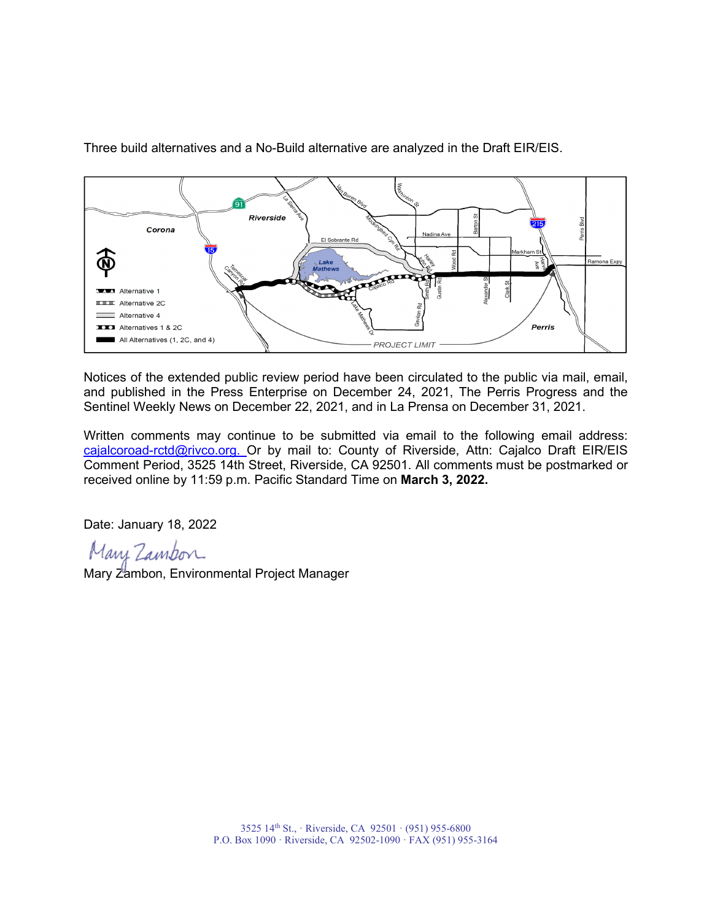Three build alternatives and a No-Build alternative are analyzed in the Draft EIR/EIS.

Alternative 1
Alternative 2C
Alternative 4
Alternatives 1 & 2C
All Alternatives (1, 2C, and 4)
PROJECT LIMIT

Notices of the extended public review period have been circulated to the public via mail, email, and published in the Press Enterprise on December 24, 2021, The Perris Progress and the Sentinel Weekly News on December 22, 2021, and in La Prensa on December 31, 2021.

Written comments may continue to be submitted via email to the following email address: cajalcoroad-rctd@rivco.org. Or by mail to: County of Riverside, Attn: Cajalco Draft EIR/EIS Comment Period, 3525 14th Street, Riverside, CA 92501. All comments must be postmarked or received online by 11:59 p.m. Pacific Standard Time on **March 3, 2022.**

Date: January 18, 2022

Mary Zambon, Environmental Project Manager